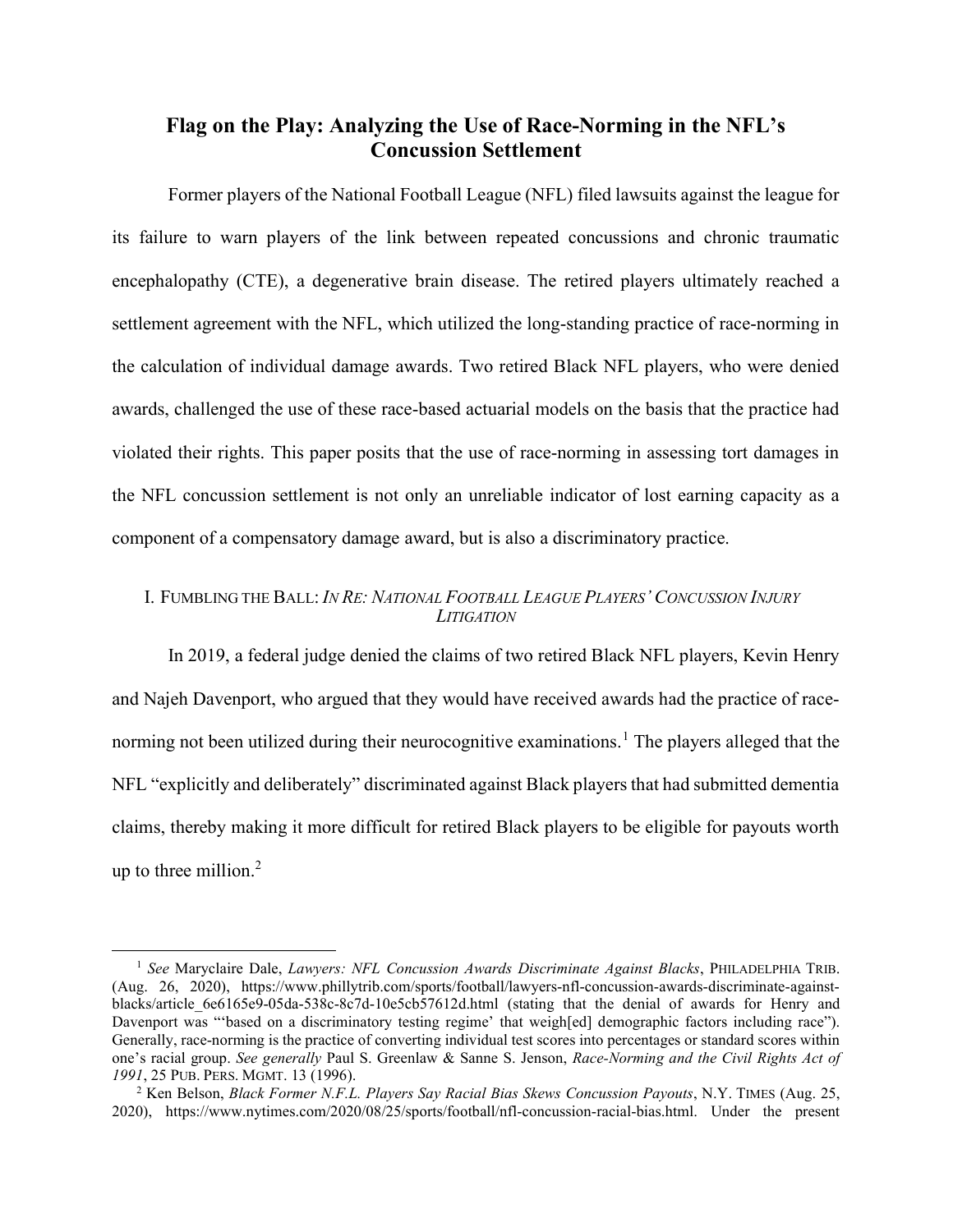# Flag on the Play: Analyzing the Use of Race-Norming in the NFL's Concussion Settlement

Former players of the National Football League (NFL) filed lawsuits against the league for its failure to warn players of the link between repeated concussions and chronic traumatic encephalopathy (CTE), a degenerative brain disease. The retired players ultimately reached a settlement agreement with the NFL, which utilized the long-standing practice of race-norming in the calculation of individual damage awards. Two retired Black NFL players, who were denied awards, challenged the use of these race-based actuarial models on the basis that the practice had violated their rights. This paper posits that the use of race-norming in assessing tort damages in the NFL concussion settlement is not only an unreliable indicator of lost earning capacity as a component of a compensatory damage award, but is also a discriminatory practice.

## I. FUMBLING THE BALL: *IN RE: NATIONAL FOOTBALL LEAGUE PLAYERS' CONCUSSION INJURY LITIGATION*

In 2019, a federal judge denied the claims of two retired Black NFL players, Kevin Henry and Najeh Davenport, who argued that they would have received awards had the practice of race-norming not been utilized during their neurocognitive examinations.[1] The players alleged that the NFL "explicitly and deliberately" discriminated against Black players that had submitted dementia claims, thereby making it more difficult for retired Black players to be eligible for payouts worth up to three million.[2]

---

[1] *See* Maryclaire Dale, *Lawyers: NFL Concussion Awards Discriminate Against Blacks*, PHILADELPHIA TRIB. (Aug. 26, 2020), https://www.phillytrib.com/sports/football/lawyers-nfl-concussion-awards-discriminate-against-blacks/article_6e6165e9-05da-538c-8c7d-10e5cb57612d.html (stating that the denial of awards for Henry and Davenport was "'based on a discriminatory testing regime' that weigh[ed] demographic factors including race"). Generally, race-norming is the practice of converting individual test scores into percentages or standard scores within one's racial group. *See generally* Paul S. Greenlaw & Sanne S. Jenson, *Race-Norming and the Civil Rights Act of 1991*, 25 PUB. PERS. MGMT. 13 (1996).

[2] Ken Belson, *Black Former N.F.L. Players Say Racial Bias Skews Concussion Payouts*, N.Y. TIMES (Aug. 25, 2020), https://www.nytimes.com/2020/08/25/sports/football/nfl-concussion-racial-bias.html. Under the present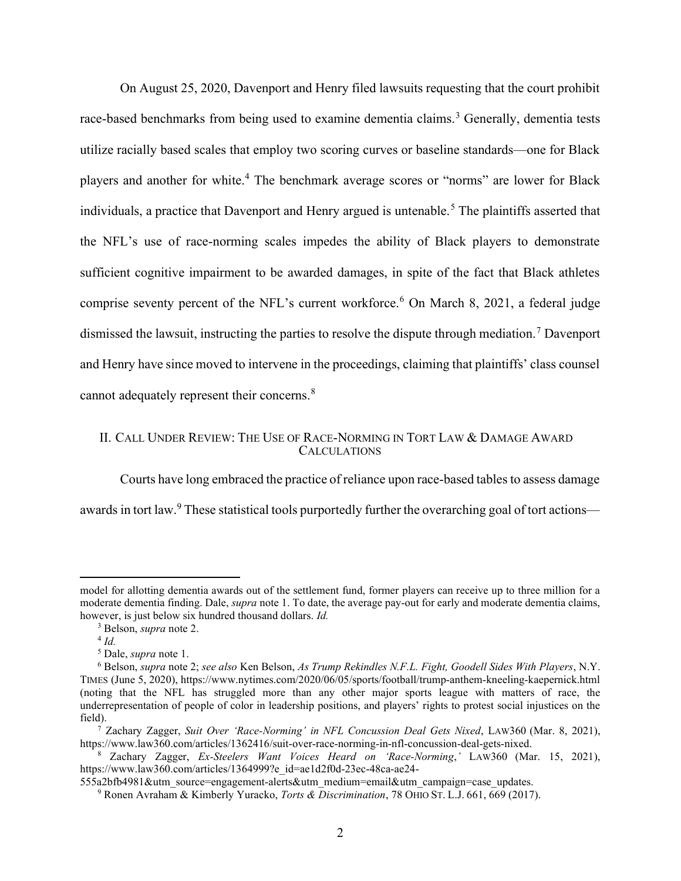On August 25, 2020, Davenport and Henry filed lawsuits requesting that the court prohibit race-based benchmarks from being used to examine dementia claims.[3] Generally, dementia tests utilize racially based scales that employ two scoring curves or baseline standards—one for Black players and another for white.[4] The benchmark average scores or "norms" are lower for Black individuals, a practice that Davenport and Henry argued is untenable.[5] The plaintiffs asserted that the NFL's use of race-norming scales impedes the ability of Black players to demonstrate sufficient cognitive impairment to be awarded damages, in spite of the fact that Black athletes comprise seventy percent of the NFL's current workforce.[6] On March 8, 2021, a federal judge dismissed the lawsuit, instructing the parties to resolve the dispute through mediation.[7] Davenport and Henry have since moved to intervene in the proceedings, claiming that plaintiffs' class counsel cannot adequately represent their concerns.[8]

## II. CALL UNDER REVIEW: THE USE OF RACE-NORMING IN TORT LAW & DAMAGE AWARD CALCULATIONS

Courts have long embraced the practice of reliance upon race-based tables to assess damage awards in tort law.[9] These statistical tools purportedly further the overarching goal of tort actions—

---

model for allotting dementia awards out of the settlement fund, former players can receive up to three million for a moderate dementia finding. Dale, *supra* note 1. To date, the average pay-out for early and moderate dementia claims, however, is just below six hundred thousand dollars. *Id.*

[3] Belson, *supra* note 2.

[4] *Id.*

[5] Dale, *supra* note 1.

[6] Belson, *supra* note 2; *see also* Ken Belson, *As Trump Rekindles N.F.L. Fight, Goodell Sides With Players*, N.Y. TIMES (June 5, 2020), https://www.nytimes.com/2020/06/05/sports/football/trump-anthem-kneeling-kaepernick.html (noting that the NFL has struggled more than any other major sports league with matters of race, the underrepresentation of people of color in leadership positions, and players' rights to protest social injustices on the field).

[7] Zachary Zagger, *Suit Over 'Race-Norming' in NFL Concussion Deal Gets Nixed*, LAW360 (Mar. 8, 2021), https://www.law360.com/articles/1362416/suit-over-race-norming-in-nfl-concussion-deal-gets-nixed.

[8] Zachary Zagger, *Ex-Steelers Want Voices Heard on 'Race-Norming*,*'* LAW360 (Mar. 15, 2021), https://www.law360.com/articles/1364999?e_id=ae1d2f0d-23ec-48ca-ae24-555a2bfb4981&utm_source=engagement-alerts&utm_medium=email&utm_campaign=case_updates.

[9] Ronen Avraham & Kimberly Yuracko, *Torts & Discrimination*, 78 OHIO ST. L.J. 661, 669 (2017).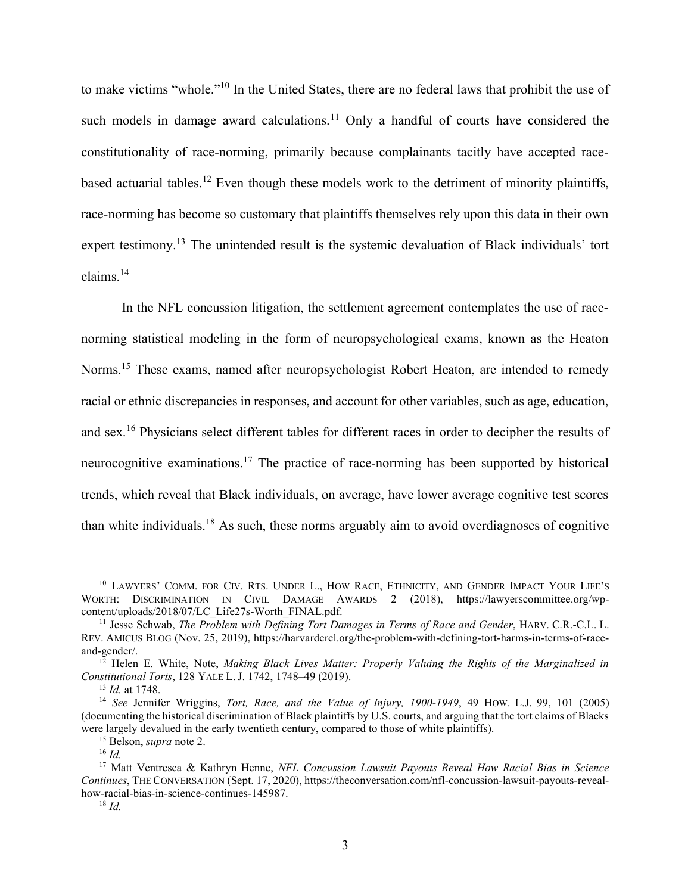to make victims "whole."[10] In the United States, there are no federal laws that prohibit the use of such models in damage award calculations.[11] Only a handful of courts have considered the constitutionality of race-norming, primarily because complainants tacitly have accepted race-based actuarial tables.[12] Even though these models work to the detriment of minority plaintiffs, race-norming has become so customary that plaintiffs themselves rely upon this data in their own expert testimony.[13] The unintended result is the systemic devaluation of Black individuals' tort claims.[14]

In the NFL concussion litigation, the settlement agreement contemplates the use of race-norming statistical modeling in the form of neuropsychological exams, known as the Heaton Norms.[15] These exams, named after neuropsychologist Robert Heaton, are intended to remedy racial or ethnic discrepancies in responses, and account for other variables, such as age, education, and sex.[16] Physicians select different tables for different races in order to decipher the results of neurocognitive examinations.[17] The practice of race-norming has been supported by historical trends, which reveal that Black individuals, on average, have lower average cognitive test scores than white individuals.[18] As such, these norms arguably aim to avoid overdiagnoses of cognitive

---

[10] LAWYERS' COMM. FOR CIV. RTS. UNDER L., HOW RACE, ETHNICITY, AND GENDER IMPACT YOUR LIFE'S WORTH: DISCRIMINATION IN CIVIL DAMAGE AWARDS 2 (2018), https://lawyerscommittee.org/wp-content/uploads/2018/07/LC_Life27s-Worth_FINAL.pdf.

[11] Jesse Schwab, *The Problem with Defining Tort Damages in Terms of Race and Gender*, HARV. C.R.-C.L. L. REV. AMICUS BLOG (Nov. 25, 2019), https://harvardcrcl.org/the-problem-with-defining-tort-harms-in-terms-of-race-and-gender/.

[12] Helen E. White, Note, *Making Black Lives Matter: Properly Valuing the Rights of the Marginalized in Constitutional Torts*, 128 YALE L. J. 1742, 1748–49 (2019).

[13] *Id.* at 1748.

[14] *See* Jennifer Wriggins, *Tort, Race, and the Value of Injury, 1900-1949*, 49 HOW. L.J. 99, 101 (2005) (documenting the historical discrimination of Black plaintiffs by U.S. courts, and arguing that the tort claims of Blacks were largely devalued in the early twentieth century, compared to those of white plaintiffs).

[15] Belson, *supra* note 2.

[16] *Id.*

[17] Matt Ventresca & Kathryn Henne, *NFL Concussion Lawsuit Payouts Reveal How Racial Bias in Science Continues*, THE CONVERSATION (Sept. 17, 2020), https://theconversation.com/nfl-concussion-lawsuit-payouts-reveal-how-racial-bias-in-science-continues-145987.

[18] *Id.*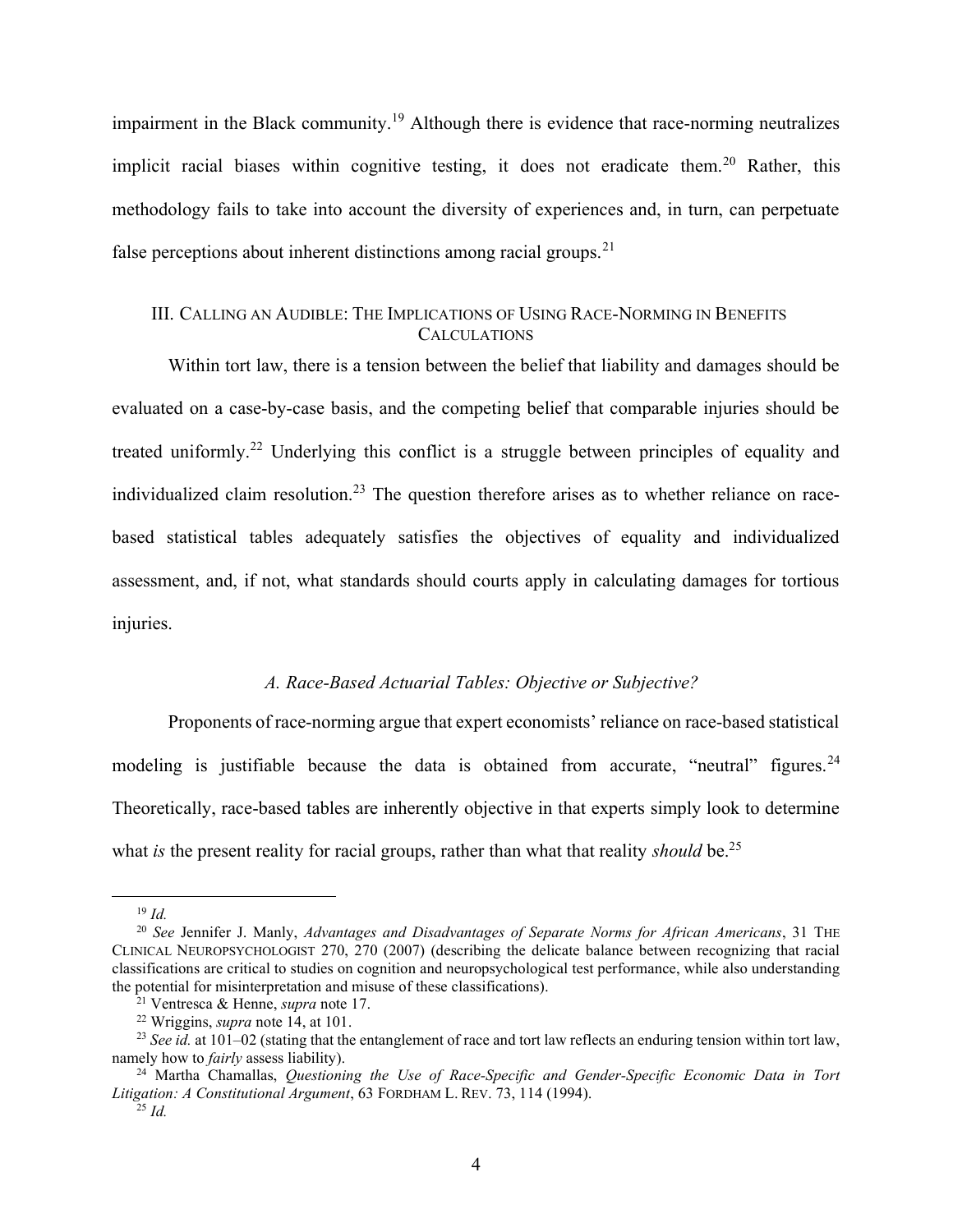impairment in the Black community.[19] Although there is evidence that race-norming neutralizes implicit racial biases within cognitive testing, it does not eradicate them.[20] Rather, this methodology fails to take into account the diversity of experiences and, in turn, can perpetuate false perceptions about inherent distinctions among racial groups.[21]

## III. Calling an Audible: The Implications of Using Race-Norming in Benefits Calculations

Within tort law, there is a tension between the belief that liability and damages should be evaluated on a case-by-case basis, and the competing belief that comparable injuries should be treated uniformly.[22] Underlying this conflict is a struggle between principles of equality and individualized claim resolution.[23] The question therefore arises as to whether reliance on race-based statistical tables adequately satisfies the objectives of equality and individualized assessment, and, if not, what standards should courts apply in calculating damages for tortious injuries.

### *A. Race-Based Actuarial Tables: Objective or Subjective?*

Proponents of race-norming argue that expert economists' reliance on race-based statistical modeling is justifiable because the data is obtained from accurate, "neutral" figures.[24] Theoretically, race-based tables are inherently objective in that experts simply look to determine what *is* the present reality for racial groups, rather than what that reality *should* be.[25]

---

[19] *Id.*

[20] *See* Jennifer J. Manly, *Advantages and Disadvantages of Separate Norms for African Americans*, 31 The Clinical Neuropsychologist 270, 270 (2007) (describing the delicate balance between recognizing that racial classifications are critical to studies on cognition and neuropsychological test performance, while also understanding the potential for misinterpretation and misuse of these classifications).

[21] Ventresca & Henne, *supra* note 17.

[22] Wriggins, *supra* note 14, at 101.

[23] *See id.* at 101–02 (stating that the entanglement of race and tort law reflects an enduring tension within tort law, namely how to *fairly* assess liability).

[24] Martha Chamallas, *Questioning the Use of Race-Specific and Gender-Specific Economic Data in Tort Litigation: A Constitutional Argument*, 63 Fordham L. Rev. 73, 114 (1994).

[25] *Id.*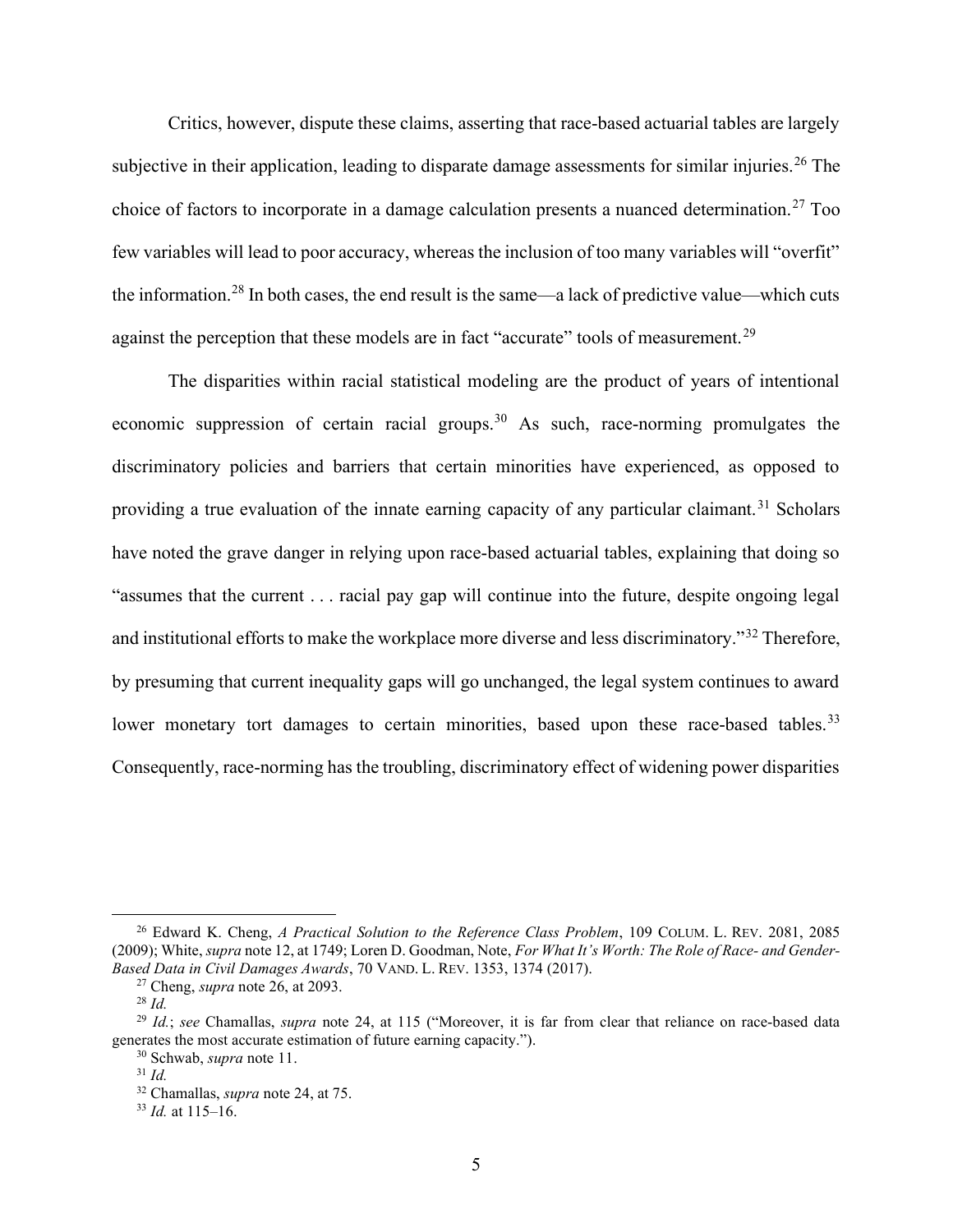Critics, however, dispute these claims, asserting that race-based actuarial tables are largely subjective in their application, leading to disparate damage assessments for similar injuries.[26] The choice of factors to incorporate in a damage calculation presents a nuanced determination.[27] Too few variables will lead to poor accuracy, whereas the inclusion of too many variables will "overfit" the information.[28] In both cases, the end result is the same—a lack of predictive value—which cuts against the perception that these models are in fact "accurate" tools of measurement.[29]

The disparities within racial statistical modeling are the product of years of intentional economic suppression of certain racial groups.[30] As such, race-norming promulgates the discriminatory policies and barriers that certain minorities have experienced, as opposed to providing a true evaluation of the innate earning capacity of any particular claimant.[31] Scholars have noted the grave danger in relying upon race-based actuarial tables, explaining that doing so "assumes that the current . . . racial pay gap will continue into the future, despite ongoing legal and institutional efforts to make the workplace more diverse and less discriminatory."[32] Therefore, by presuming that current inequality gaps will go unchanged, the legal system continues to award lower monetary tort damages to certain minorities, based upon these race-based tables.[33] Consequently, race-norming has the troubling, discriminatory effect of widening power disparities

---

[26] Edward K. Cheng, *A Practical Solution to the Reference Class Problem*, 109 COLUM. L. REV. 2081, 2085 (2009); White, *supra* note 12, at 1749; Loren D. Goodman, Note, *For What It's Worth: The Role of Race- and Gender-Based Data in Civil Damages Awards*, 70 VAND. L. REV. 1353, 1374 (2017).

[27] Cheng, *supra* note 26, at 2093.

[28] *Id.*

[29] *Id.*; *see* Chamallas, *supra* note 24, at 115 ("Moreover, it is far from clear that reliance on race-based data generates the most accurate estimation of future earning capacity.").

[30] Schwab, *supra* note 11.

[31] *Id.*

[32] Chamallas, *supra* note 24, at 75.

[33] *Id.* at 115–16.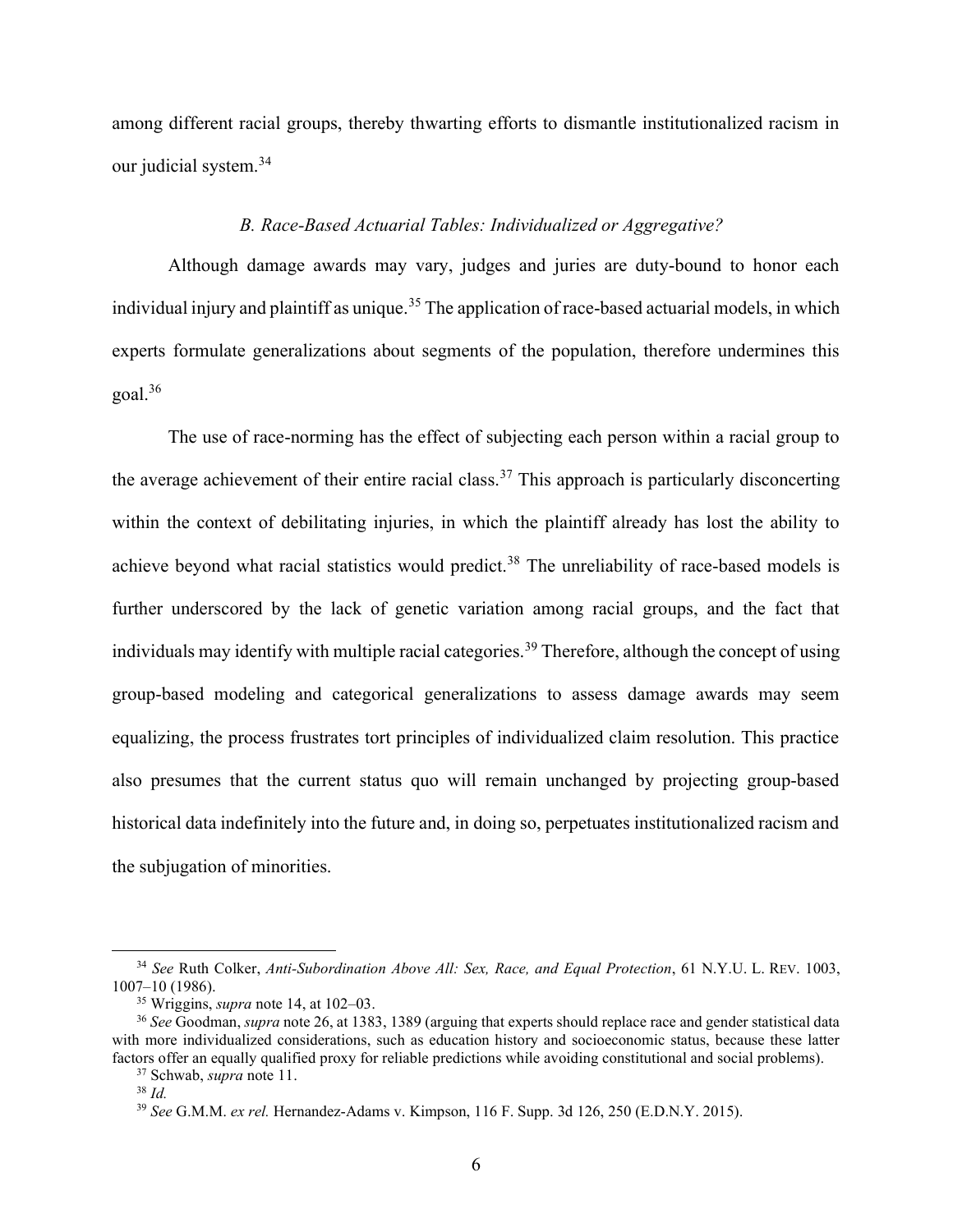among different racial groups, thereby thwarting efforts to dismantle institutionalized racism in our judicial system.[34]

### *B. Race-Based Actuarial Tables: Individualized or Aggregative?*

Although damage awards may vary, judges and juries are duty-bound to honor each individual injury and plaintiff as unique.[35] The application of race-based actuarial models, in which experts formulate generalizations about segments of the population, therefore undermines this goal.[36]

The use of race-norming has the effect of subjecting each person within a racial group to the average achievement of their entire racial class.[37] This approach is particularly disconcerting within the context of debilitating injuries, in which the plaintiff already has lost the ability to achieve beyond what racial statistics would predict.[38] The unreliability of race-based models is further underscored by the lack of genetic variation among racial groups, and the fact that individuals may identify with multiple racial categories.[39] Therefore, although the concept of using group-based modeling and categorical generalizations to assess damage awards may seem equalizing, the process frustrates tort principles of individualized claim resolution. This practice also presumes that the current status quo will remain unchanged by projecting group-based historical data indefinitely into the future and, in doing so, perpetuates institutionalized racism and the subjugation of minorities.

---

[34] *See* Ruth Colker, *Anti-Subordination Above All: Sex, Race, and Equal Protection*, 61 N.Y.U. L. REV. 1003, 1007–10 (1986).

[35] Wriggins, *supra* note 14, at 102–03.

[36] *See* Goodman, *supra* note 26, at 1383, 1389 (arguing that experts should replace race and gender statistical data with more individualized considerations, such as education history and socioeconomic status, because these latter factors offer an equally qualified proxy for reliable predictions while avoiding constitutional and social problems).

[37] Schwab, *supra* note 11.

[38] *Id.*

[39] *See* G.M.M. *ex rel.* Hernandez-Adams v. Kimpson, 116 F. Supp. 3d 126, 250 (E.D.N.Y. 2015).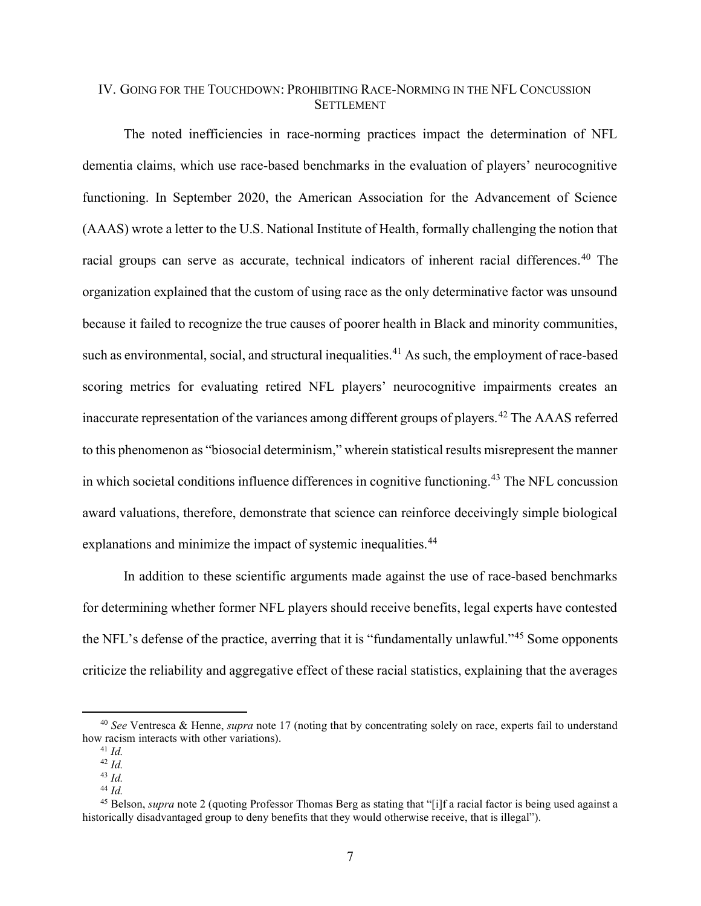## IV. Going for the Touchdown: Prohibiting Race-Norming in the NFL Concussion Settlement

The noted inefficiencies in race-norming practices impact the determination of NFL dementia claims, which use race-based benchmarks in the evaluation of players' neurocognitive functioning. In September 2020, the American Association for the Advancement of Science (AAAS) wrote a letter to the U.S. National Institute of Health, formally challenging the notion that racial groups can serve as accurate, technical indicators of inherent racial differences.[40] The organization explained that the custom of using race as the only determinative factor was unsound because it failed to recognize the true causes of poorer health in Black and minority communities, such as environmental, social, and structural inequalities.[41] As such, the employment of race-based scoring metrics for evaluating retired NFL players' neurocognitive impairments creates an inaccurate representation of the variances among different groups of players.[42] The AAAS referred to this phenomenon as "biosocial determinism," wherein statistical results misrepresent the manner in which societal conditions influence differences in cognitive functioning.[43] The NFL concussion award valuations, therefore, demonstrate that science can reinforce deceivingly simple biological explanations and minimize the impact of systemic inequalities.[44]

In addition to these scientific arguments made against the use of race-based benchmarks for determining whether former NFL players should receive benefits, legal experts have contested the NFL's defense of the practice, averring that it is "fundamentally unlawful."[45] Some opponents criticize the reliability and aggregative effect of these racial statistics, explaining that the averages

---

[40] *See* Ventresca & Henne, *supra* note 17 (noting that by concentrating solely on race, experts fail to understand how racism interacts with other variations).

[41] *Id.*

[42] *Id.*

[43] *Id.*

[44] *Id.*

[45] Belson, *supra* note 2 (quoting Professor Thomas Berg as stating that "[i]f a racial factor is being used against a historically disadvantaged group to deny benefits that they would otherwise receive, that is illegal").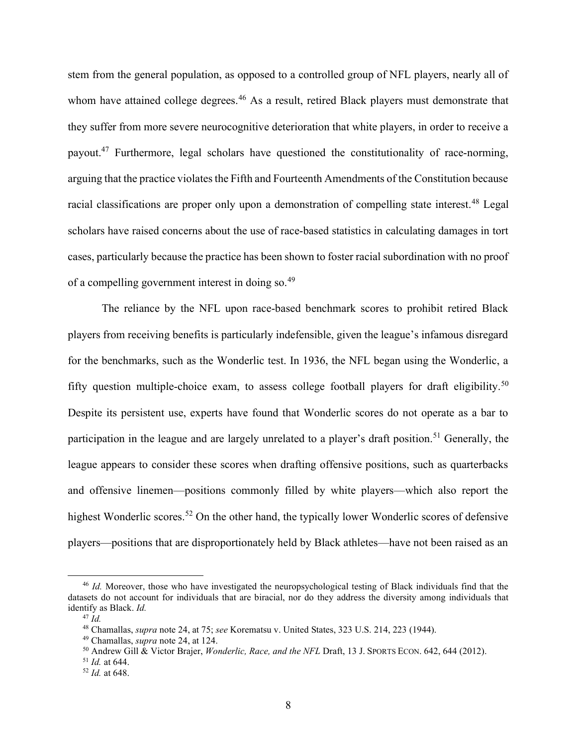stem from the general population, as opposed to a controlled group of NFL players, nearly all of whom have attained college degrees.[46] As a result, retired Black players must demonstrate that they suffer from more severe neurocognitive deterioration that white players, in order to receive a payout.[47] Furthermore, legal scholars have questioned the constitutionality of race-norming, arguing that the practice violates the Fifth and Fourteenth Amendments of the Constitution because racial classifications are proper only upon a demonstration of compelling state interest.[48] Legal scholars have raised concerns about the use of race-based statistics in calculating damages in tort cases, particularly because the practice has been shown to foster racial subordination with no proof of a compelling government interest in doing so.[49]

The reliance by the NFL upon race-based benchmark scores to prohibit retired Black players from receiving benefits is particularly indefensible, given the league's infamous disregard for the benchmarks, such as the Wonderlic test. In 1936, the NFL began using the Wonderlic, a fifty question multiple-choice exam, to assess college football players for draft eligibility.[50] Despite its persistent use, experts have found that Wonderlic scores do not operate as a bar to participation in the league and are largely unrelated to a player's draft position.[51] Generally, the league appears to consider these scores when drafting offensive positions, such as quarterbacks and offensive linemen—positions commonly filled by white players—which also report the highest Wonderlic scores.[52] On the other hand, the typically lower Wonderlic scores of defensive players—positions that are disproportionately held by Black athletes—have not been raised as an

---

[46] *Id.* Moreover, those who have investigated the neuropsychological testing of Black individuals find that the datasets do not account for individuals that are biracial, nor do they address the diversity among individuals that identify as Black. *Id.*

[47] *Id.*

[48] Chamallas, *supra* note 24, at 75; *see* Korematsu v. United States, 323 U.S. 214, 223 (1944).

[49] Chamallas, *supra* note 24, at 124.

[50] Andrew Gill & Victor Brajer, *Wonderlic, Race, and the NFL* Draft, 13 J. SPORTS ECON. 642, 644 (2012).

[51] *Id.* at 644.

[52] *Id.* at 648.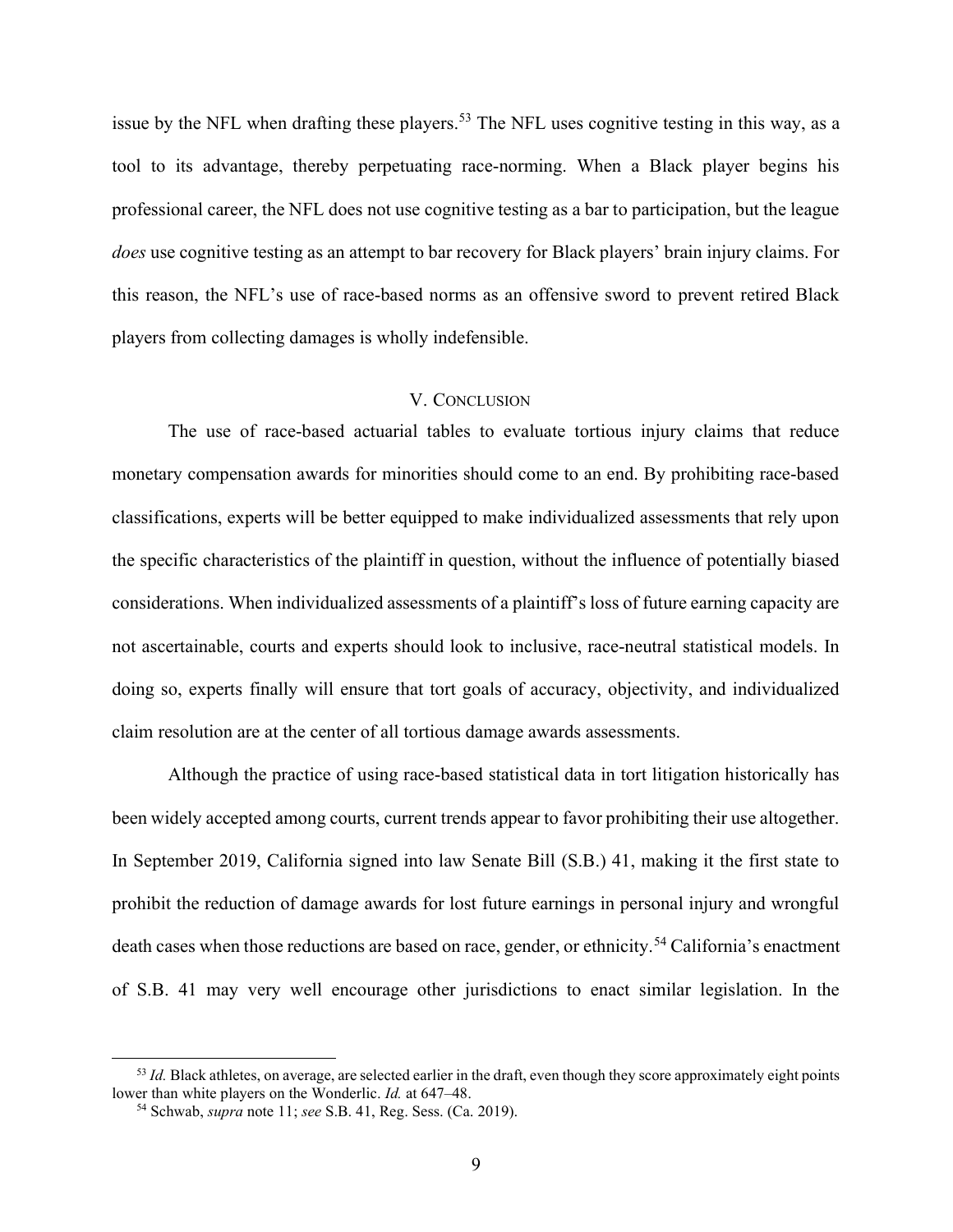issue by the NFL when drafting these players.[53] The NFL uses cognitive testing in this way, as a tool to its advantage, thereby perpetuating race-norming. When a Black player begins his professional career, the NFL does not use cognitive testing as a bar to participation, but the league *does* use cognitive testing as an attempt to bar recovery for Black players' brain injury claims. For this reason, the NFL's use of race-based norms as an offensive sword to prevent retired Black players from collecting damages is wholly indefensible.

## V. CONCLUSION

The use of race-based actuarial tables to evaluate tortious injury claims that reduce monetary compensation awards for minorities should come to an end. By prohibiting race-based classifications, experts will be better equipped to make individualized assessments that rely upon the specific characteristics of the plaintiff in question, without the influence of potentially biased considerations. When individualized assessments of a plaintiff's loss of future earning capacity are not ascertainable, courts and experts should look to inclusive, race-neutral statistical models. In doing so, experts finally will ensure that tort goals of accuracy, objectivity, and individualized claim resolution are at the center of all tortious damage awards assessments.

Although the practice of using race-based statistical data in tort litigation historically has been widely accepted among courts, current trends appear to favor prohibiting their use altogether. In September 2019, California signed into law Senate Bill (S.B.) 41, making it the first state to prohibit the reduction of damage awards for lost future earnings in personal injury and wrongful death cases when those reductions are based on race, gender, or ethnicity.[54] California's enactment of S.B. 41 may very well encourage other jurisdictions to enact similar legislation. In the

---

[53] *Id.* Black athletes, on average, are selected earlier in the draft, even though they score approximately eight points lower than white players on the Wonderlic. *Id.* at 647–48.

[54] Schwab, *supra* note 11; *see* S.B. 41, Reg. Sess. (Ca. 2019).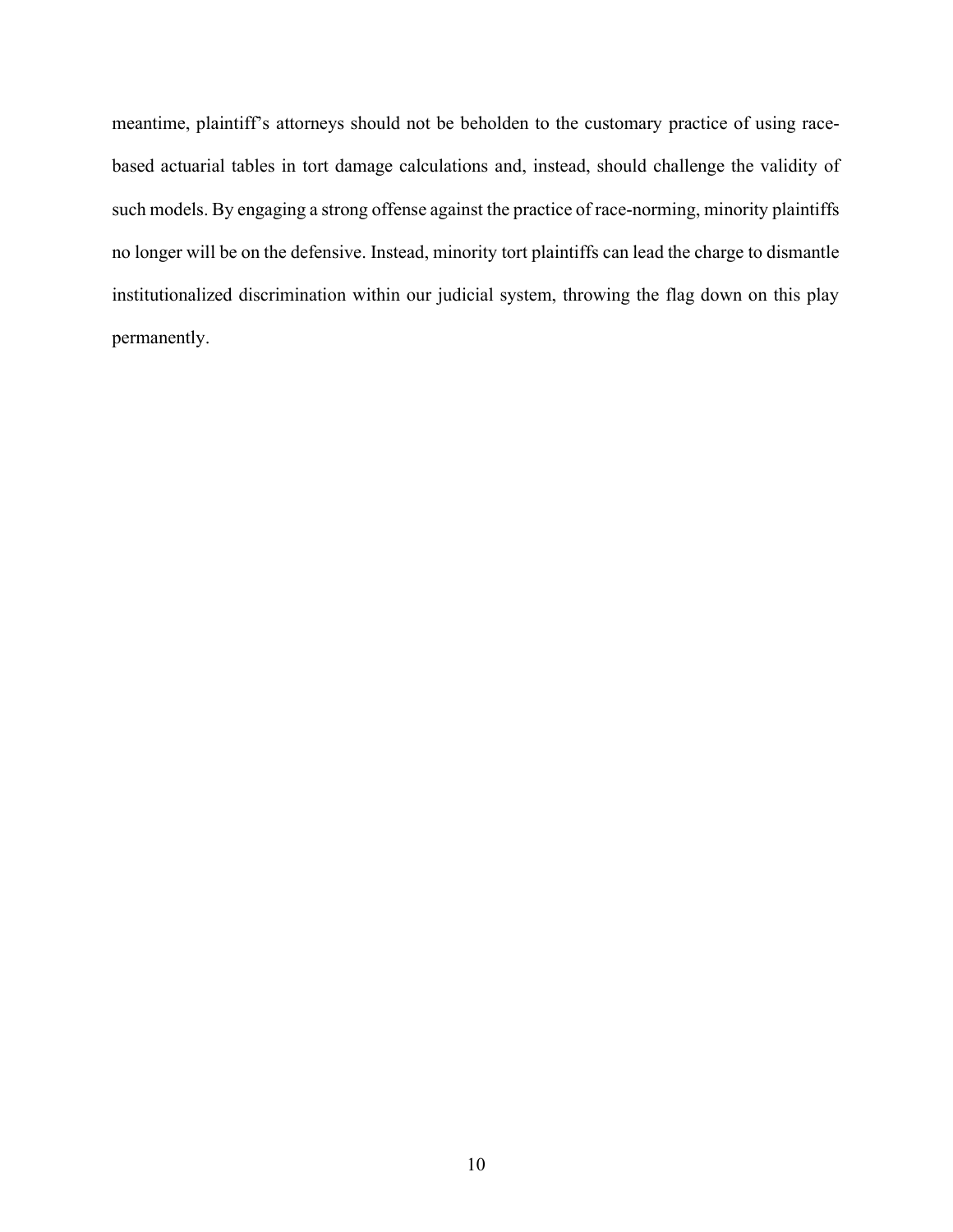meantime, plaintiff's attorneys should not be beholden to the customary practice of using race-based actuarial tables in tort damage calculations and, instead, should challenge the validity of such models. By engaging a strong offense against the practice of race-norming, minority plaintiffs no longer will be on the defensive. Instead, minority tort plaintiffs can lead the charge to dismantle institutionalized discrimination within our judicial system, throwing the flag down on this play permanently.